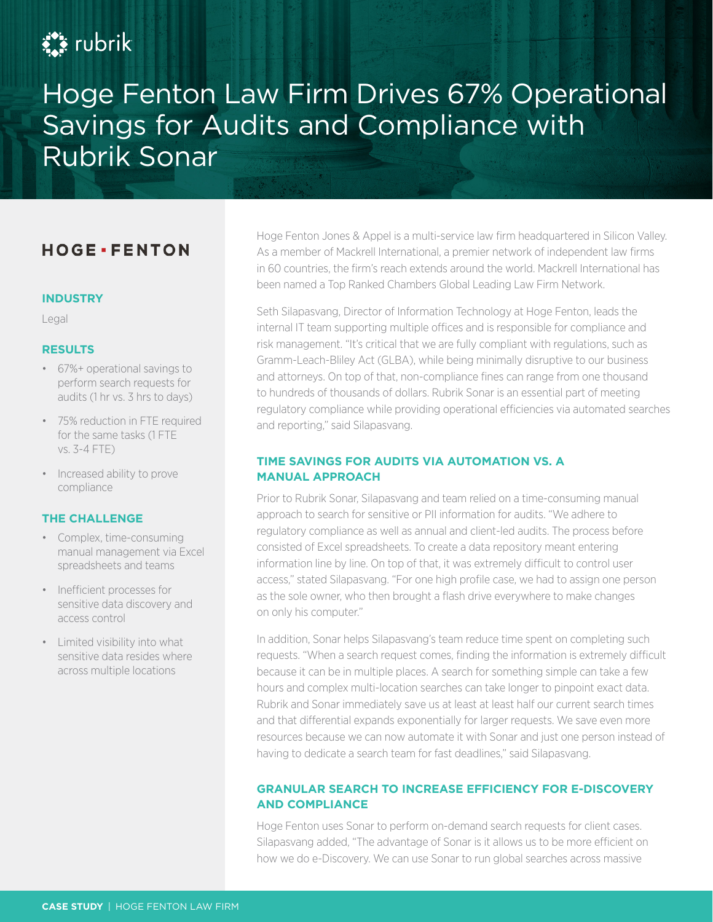rubrik

# Hoge Fenton Law Firm Drives 67% Operational Savings for Audits and Compliance with Rubrik Sonar

HOGE · FENTON

### INDUSTRY

Legal

### RESULTS

- 67%+ operational savings to perform search requests for audits (1 hr vs. 3 hrs to days)
- 75% reduction in FTE required for the same tasks (1 FTE vs. 3-4 FTE)
- Increased ability to prove compliance

### THE CHALLENGE

- Complex, time-consuming manual management via Excel spreadsheets and teams
- Inefficient processes for sensitive data discovery and access control
- Limited visibility into what sensitive data resides where across multiple locations

Hoge Fenton Jones & Appel is a multi-service law firm headquartered in Silicon Valley. As a member of Mackrell International, a premier network of independent law firms in 60 countries, the firm's reach extends around the world. Mackrell International has been named a Top Ranked Chambers Global Leading Law Firm Network.

Seth Silapasvang, Director of Information Technology at Hoge Fenton, leads the internal IT team supporting multiple offices and is responsible for compliance and risk management. "It's critical that we are fully compliant with regulations, such as Gramm-Leach-Bliley Act (GLBA), while being minimally disruptive to our business and attorneys. On top of that, non-compliance fines can range from one thousand to hundreds of thousands of dollars. Rubrik Sonar is an essential part of meeting regulatory compliance while providing operational efficiencies via automated searches and reporting," said Silapasvang.

### TIME SAVINGS FOR AUDITS VIA AUTOMATION VS. A MANUAL APPROACH

Prior to Rubrik Sonar, Silapasvang and team relied on a time-consuming manual approach to search for sensitive or PII information for audits. "We adhere to regulatory compliance as well as annual and client-led audits. The process before consisted of Excel spreadsheets. To create a data repository meant entering information line by line. On top of that, it was extremely difficult to control user access," stated Silapasvang. "For one high profile case, we had to assign one person as the sole owner, who then brought a flash drive everywhere to make changes on only his computer."

In addition, Sonar helps Silapasvang's team reduce time spent on completing such requests. "When a search request comes, finding the information is extremely difficult because it can be in multiple places. A search for something simple can take a few hours and complex multi-location searches can take longer to pinpoint exact data. Rubrik and Sonar immediately save us at least at least half our current search times and that differential expands exponentially for larger requests. We save even more resources because we can now automate it with Sonar and just one person instead of having to dedicate a search team for fast deadlines," said Silapasvang.

### GRANULAR SEARCH TO INCREASE EFFICIENCY FOR E-DISCOVERY AND COMPLIANCE

Hoge Fenton uses Sonar to perform on-demand search requests for client cases. Silapasvang added, "The advantage of Sonar is it allows us to be more efficient on how we do e-Discovery. We can use Sonar to run global searches across massive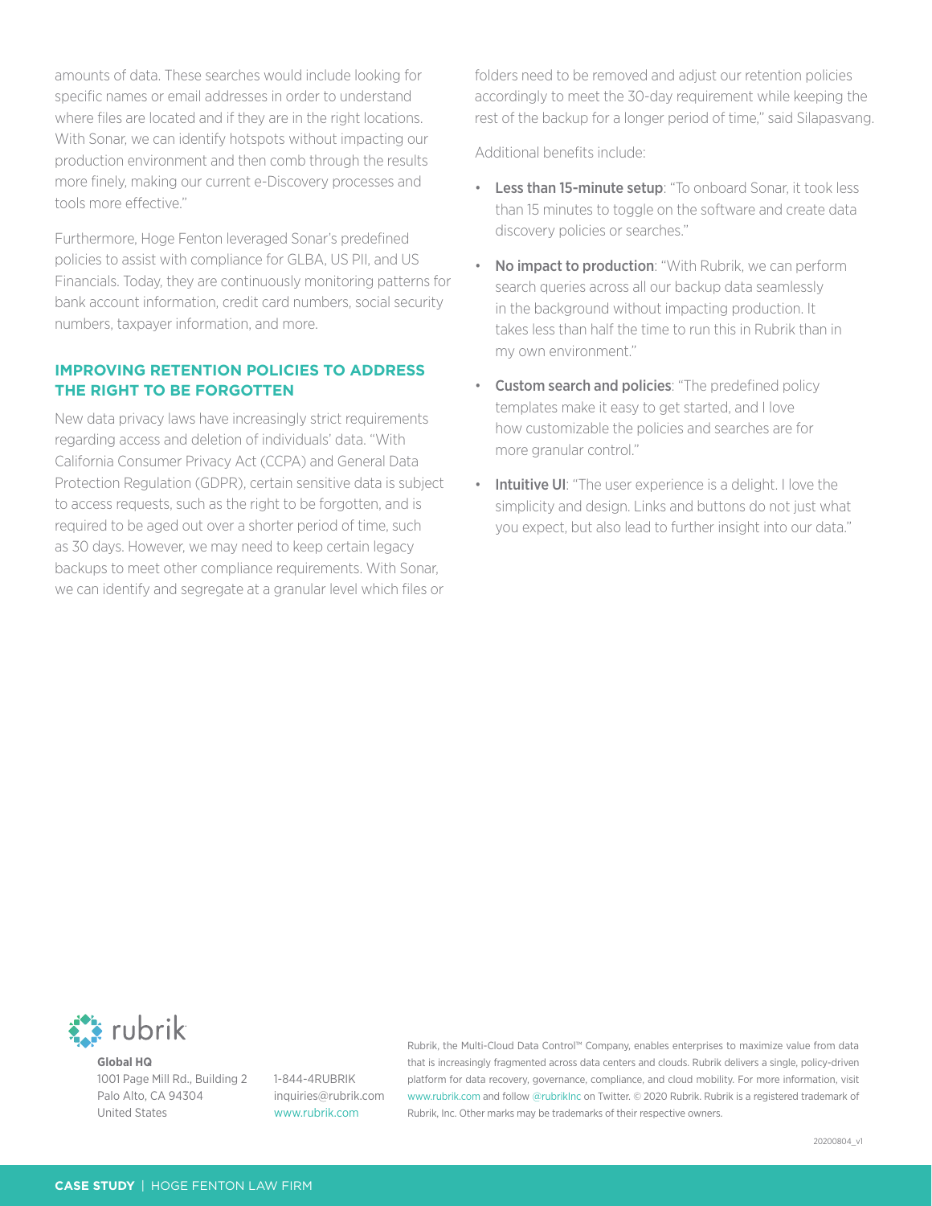amounts of data. These searches would include looking for specific names or email addresses in order to understand where files are located and if they are in the right locations. With Sonar, we can identify hotspots without impacting our production environment and then comb through the results more finely, making our current e-Discovery processes and tools more effective."

Furthermore, Hoge Fenton leveraged Sonar's predefined policies to assist with compliance for GLBA, US PII, and US Financials. Today, they are continuously monitoring patterns for bank account information, credit card numbers, social security numbers, taxpayer information, and more.

## IMPROVING RETENTION POLICIES TO ADDRESS THE RIGHT TO BE FORGOTTEN

New data privacy laws have increasingly strict requirements regarding access and deletion of individuals' data. "With California Consumer Privacy Act (CCPA) and General Data Protection Regulation (GDPR), certain sensitive data is subject to access requests, such as the right to be forgotten, and is required to be aged out over a shorter period of time, such as 30 days. However, we may need to keep certain legacy backups to meet other compliance requirements. With Sonar, we can identify and segregate at a granular level which files or folders need to be removed and adjust our retention policies accordingly to meet the 30-day requirement while keeping the rest of the backup for a longer period of time," said Silapasvang.

Additional benefits include:

- **Less than 15-minute setup**: "To onboard Sonar, it took less than 15 minutes to toggle on the software and create data discovery policies or searches."
- **No impact to production**: "With Rubrik, we can perform search queries across all our backup data seamlessly in the background without impacting production. It takes less than half the time to run this in Rubrik than in my own environment."
- **Custom search and policies**: "The predefined policy templates make it easy to get started, and I love how customizable the policies and searches are for more granular control."
- **Intuitive UI**: "The user experience is a delight. I love the simplicity and design. Links and buttons do not just what you expect, but also lead to further insight into our data."

rubrik

**Global HQ**
1001 Page Mill Rd., Building 2
Palo Alto, CA 94304
United States

1-844-4RUBRIK
inquiries@rubrik.com
www.rubrik.com

Rubrik, the Multi-Cloud Data Control™ Company, enables enterprises to maximize value from data that is increasingly fragmented across data centers and clouds. Rubrik delivers a single, policy-driven platform for data recovery, governance, compliance, and cloud mobility. For more information, visit www.rubrik.com and follow @rubrikInc on Twitter. © 2020 Rubrik. Rubrik is a registered trademark of Rubrik, Inc. Other marks may be trademarks of their respective owners.

20200804_v1